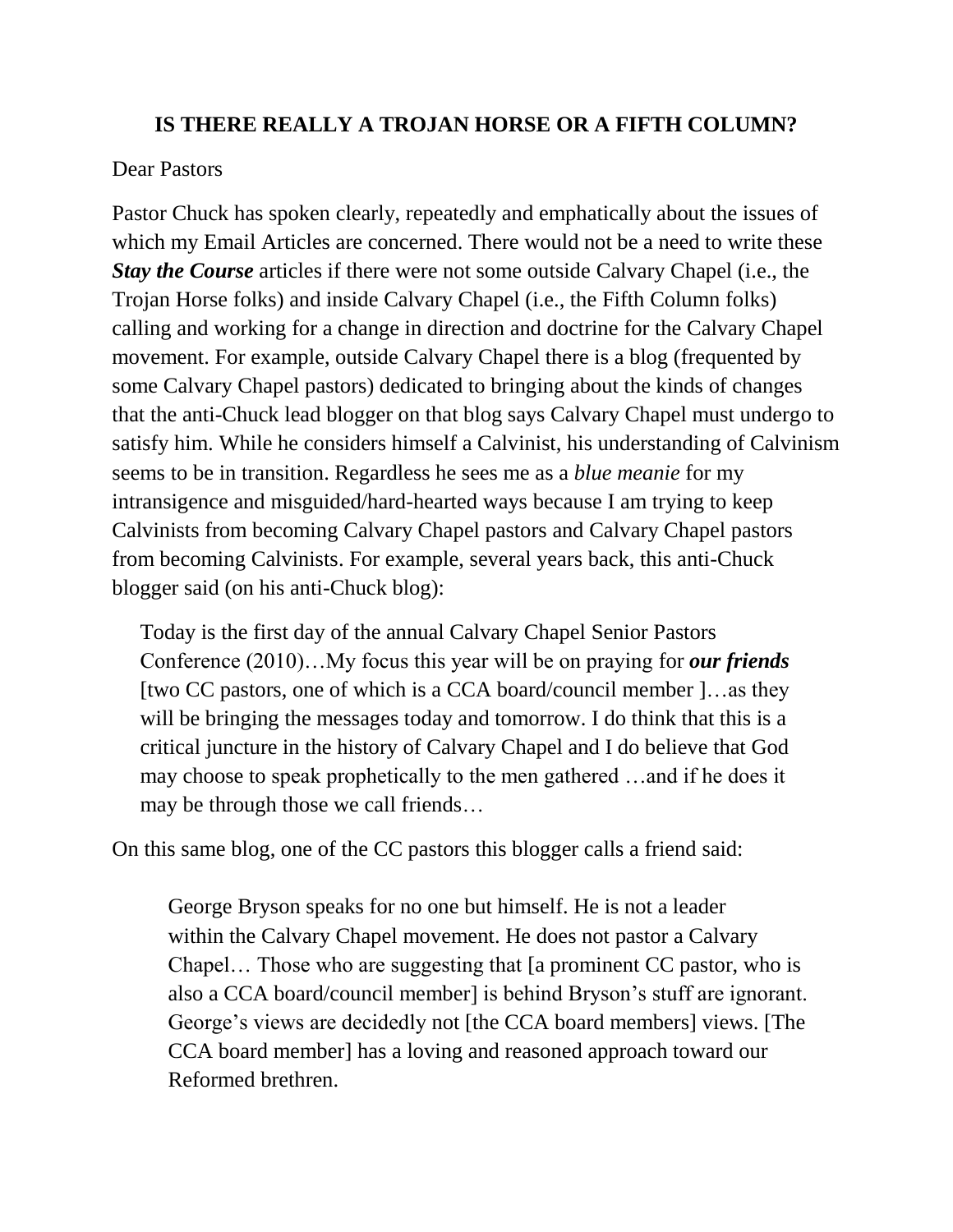## IS THERE REALLY A TROJAN HORSE OR A FIFTH COLUMN?

Dear Pastors

Pastor Chuck has spoken clearly, repeatedly and emphatically about the issues of which my Email Articles are concerned. There would not be a need to write these ***Stay the Course*** articles if there were not some outside Calvary Chapel (i.e., the Trojan Horse folks) and inside Calvary Chapel (i.e., the Fifth Column folks) calling and working for a change in direction and doctrine for the Calvary Chapel movement. For example, outside Calvary Chapel there is a blog (frequented by some Calvary Chapel pastors) dedicated to bringing about the kinds of changes that the anti-Chuck lead blogger on that blog says Calvary Chapel must undergo to satisfy him. While he considers himself a Calvinist, his understanding of Calvinism seems to be in transition. Regardless he sees me as a *blue meanie* for my intransigence and misguided/hard-hearted ways because I am trying to keep Calvinists from becoming Calvary Chapel pastors and Calvary Chapel pastors from becoming Calvinists. For example, several years back, this anti-Chuck blogger said (on his anti-Chuck blog):

> Today is the first day of the annual Calvary Chapel Senior Pastors Conference (2010)…My focus this year will be on praying for ***our friends*** [two CC pastors, one of which is a CCA board/council member ]…as they will be bringing the messages today and tomorrow. I do think that this is a critical juncture in the history of Calvary Chapel and I do believe that God may choose to speak prophetically to the men gathered …and if he does it may be through those we call friends…

On this same blog, one of the CC pastors this blogger calls a friend said:

> George Bryson speaks for no one but himself. He is not a leader within the Calvary Chapel movement. He does not pastor a Calvary Chapel… Those who are suggesting that [a prominent CC pastor, who is also a CCA board/council member] is behind Bryson's stuff are ignorant. George's views are decidedly not [the CCA board members] views. [The CCA board member] has a loving and reasoned approach toward our Reformed brethren.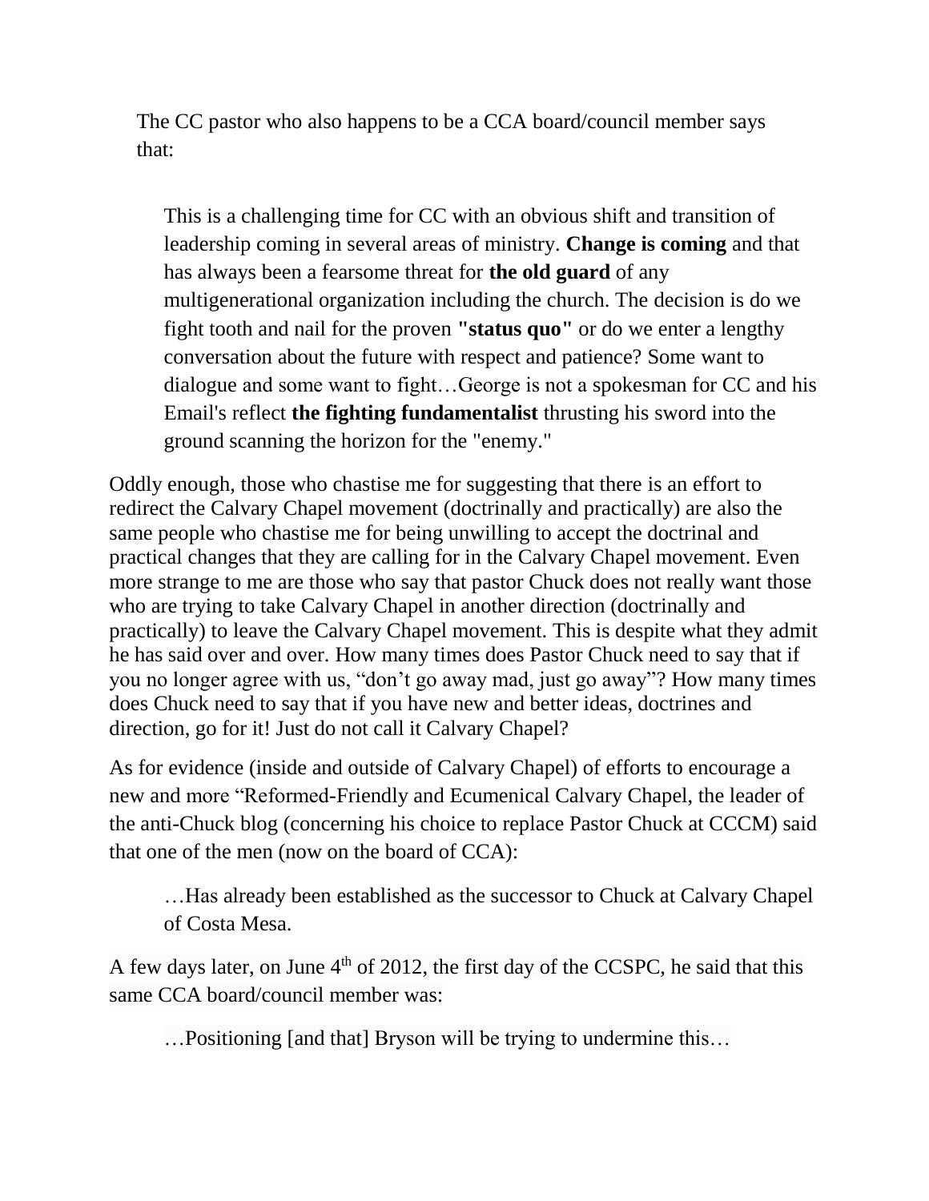The CC pastor who also happens to be a CCA board/council member says that:

> This is a challenging time for CC with an obvious shift and transition of leadership coming in several areas of ministry. **Change is coming** and that has always been a fearsome threat for **the old guard** of any multigenerational organization including the church. The decision is do we fight tooth and nail for the proven **"status quo"** or do we enter a lengthy conversation about the future with respect and patience? Some want to dialogue and some want to fight…George is not a spokesman for CC and his Email's reflect **the fighting fundamentalist** thrusting his sword into the ground scanning the horizon for the "enemy."

Oddly enough, those who chastise me for suggesting that there is an effort to redirect the Calvary Chapel movement (doctrinally and practically) are also the same people who chastise me for being unwilling to accept the doctrinal and practical changes that they are calling for in the Calvary Chapel movement. Even more strange to me are those who say that pastor Chuck does not really want those who are trying to take Calvary Chapel in another direction (doctrinally and practically) to leave the Calvary Chapel movement. This is despite what they admit he has said over and over. How many times does Pastor Chuck need to say that if you no longer agree with us, "don't go away mad, just go away"? How many times does Chuck need to say that if you have new and better ideas, doctrines and direction, go for it! Just do not call it Calvary Chapel?

As for evidence (inside and outside of Calvary Chapel) of efforts to encourage a new and more "Reformed-Friendly and Ecumenical Calvary Chapel, the leader of the anti-Chuck blog (concerning his choice to replace Pastor Chuck at CCCM) said that one of the men (now on the board of CCA):

> …Has already been established as the successor to Chuck at Calvary Chapel of Costa Mesa.

A few days later, on June 4th of 2012, the first day of the CCSPC, he said that this same CCA board/council member was:

> …Positioning [and that] Bryson will be trying to undermine this…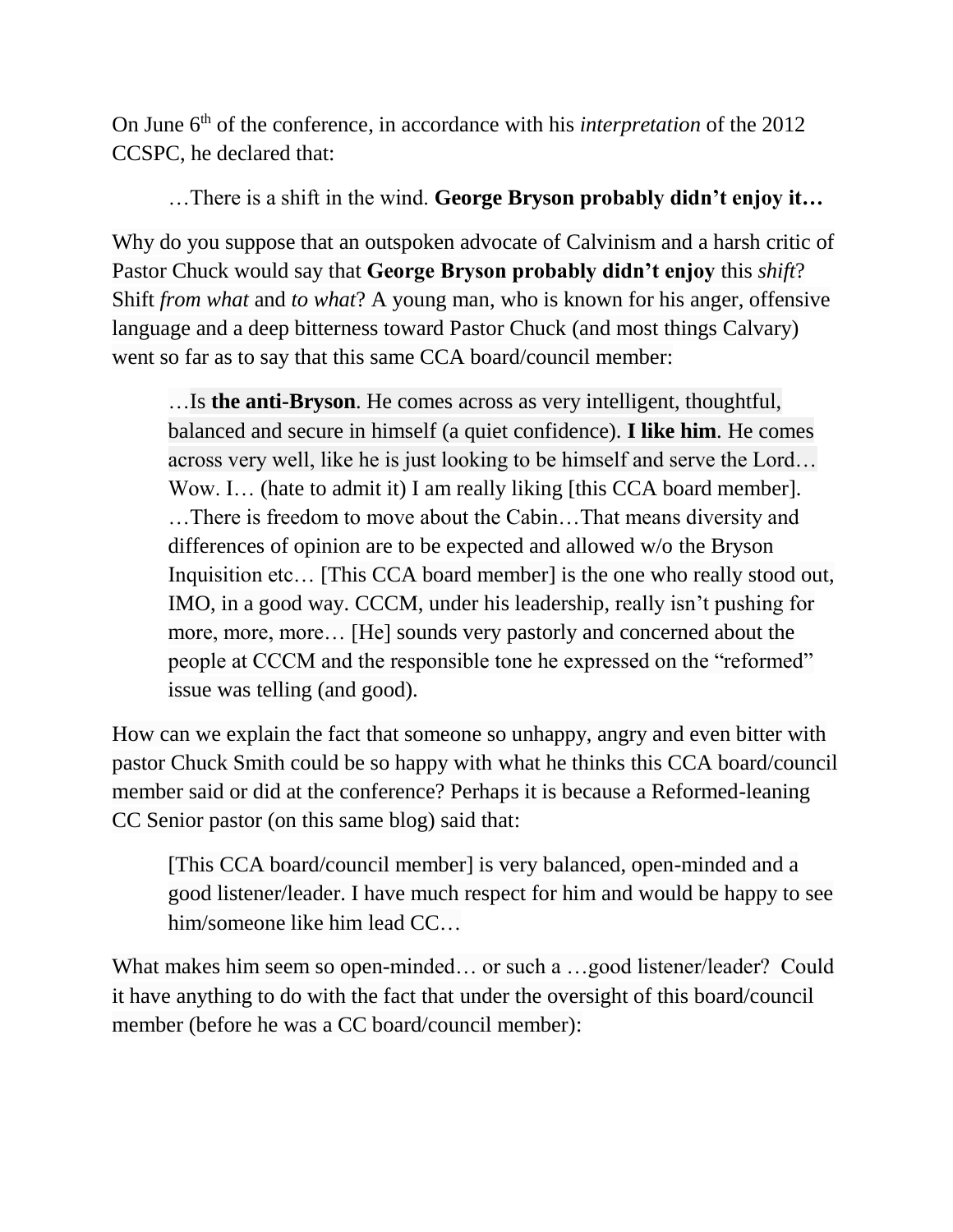On June 6th of the conference, in accordance with his *interpretation* of the 2012 CCSPC, he declared that:

> …There is a shift in the wind. **George Bryson probably didn't enjoy it…**

Why do you suppose that an outspoken advocate of Calvinism and a harsh critic of Pastor Chuck would say that **George Bryson probably didn't enjoy** this *shift*? Shift *from what* and *to what*? A young man, who is known for his anger, offensive language and a deep bitterness toward Pastor Chuck (and most things Calvary) went so far as to say that this same CCA board/council member:

> …Is **the anti-Bryson**. He comes across as very intelligent, thoughtful, balanced and secure in himself (a quiet confidence). **I like him**. He comes across very well, like he is just looking to be himself and serve the Lord… Wow. I… (hate to admit it) I am really liking [this CCA board member]. …There is freedom to move about the Cabin…That means diversity and differences of opinion are to be expected and allowed w/o the Bryson Inquisition etc… [This CCA board member] is the one who really stood out, IMO, in a good way. CCCM, under his leadership, really isn't pushing for more, more, more… [He] sounds very pastorly and concerned about the people at CCCM and the responsible tone he expressed on the "reformed" issue was telling (and good).

How can we explain the fact that someone so unhappy, angry and even bitter with pastor Chuck Smith could be so happy with what he thinks this CCA board/council member said or did at the conference? Perhaps it is because a Reformed-leaning CC Senior pastor (on this same blog) said that:

> [This CCA board/council member] is very balanced, open-minded and a good listener/leader. I have much respect for him and would be happy to see him/someone like him lead CC…

What makes him seem so open-minded… or such a …good listener/leader? Could it have anything to do with the fact that under the oversight of this board/council member (before he was a CC board/council member):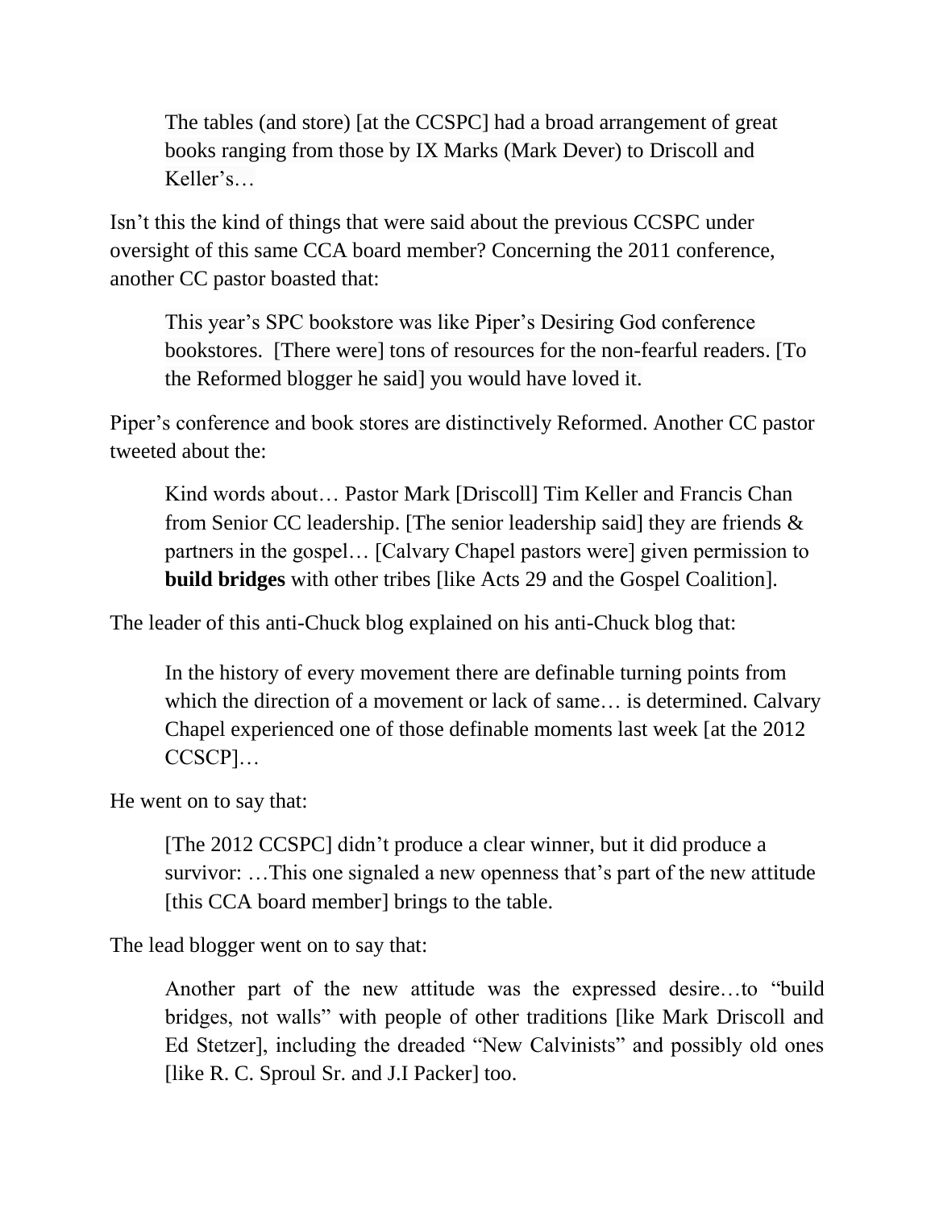> The tables (and store) [at the CCSPC] had a broad arrangement of great books ranging from those by IX Marks (Mark Dever) to Driscoll and Keller's…

Isn't this the kind of things that were said about the previous CCSPC under oversight of this same CCA board member? Concerning the 2011 conference, another CC pastor boasted that:

> This year's SPC bookstore was like Piper's Desiring God conference bookstores. [There were] tons of resources for the non-fearful readers. [To the Reformed blogger he said] you would have loved it.

Piper's conference and book stores are distinctively Reformed. Another CC pastor tweeted about the:

> Kind words about… Pastor Mark [Driscoll] Tim Keller and Francis Chan from Senior CC leadership. [The senior leadership said] they are friends & partners in the gospel… [Calvary Chapel pastors were] given permission to **build bridges** with other tribes [like Acts 29 and the Gospel Coalition].

The leader of this anti-Chuck blog explained on his anti-Chuck blog that:

> In the history of every movement there are definable turning points from which the direction of a movement or lack of same… is determined. Calvary Chapel experienced one of those definable moments last week [at the 2012 CCSCP]…

He went on to say that:

> [The 2012 CCSPC] didn't produce a clear winner, but it did produce a survivor: …This one signaled a new openness that's part of the new attitude [this CCA board member] brings to the table.

The lead blogger went on to say that:

> Another part of the new attitude was the expressed desire…to "build bridges, not walls" with people of other traditions [like Mark Driscoll and Ed Stetzer], including the dreaded "New Calvinists" and possibly old ones [like R. C. Sproul Sr. and J.I Packer] too.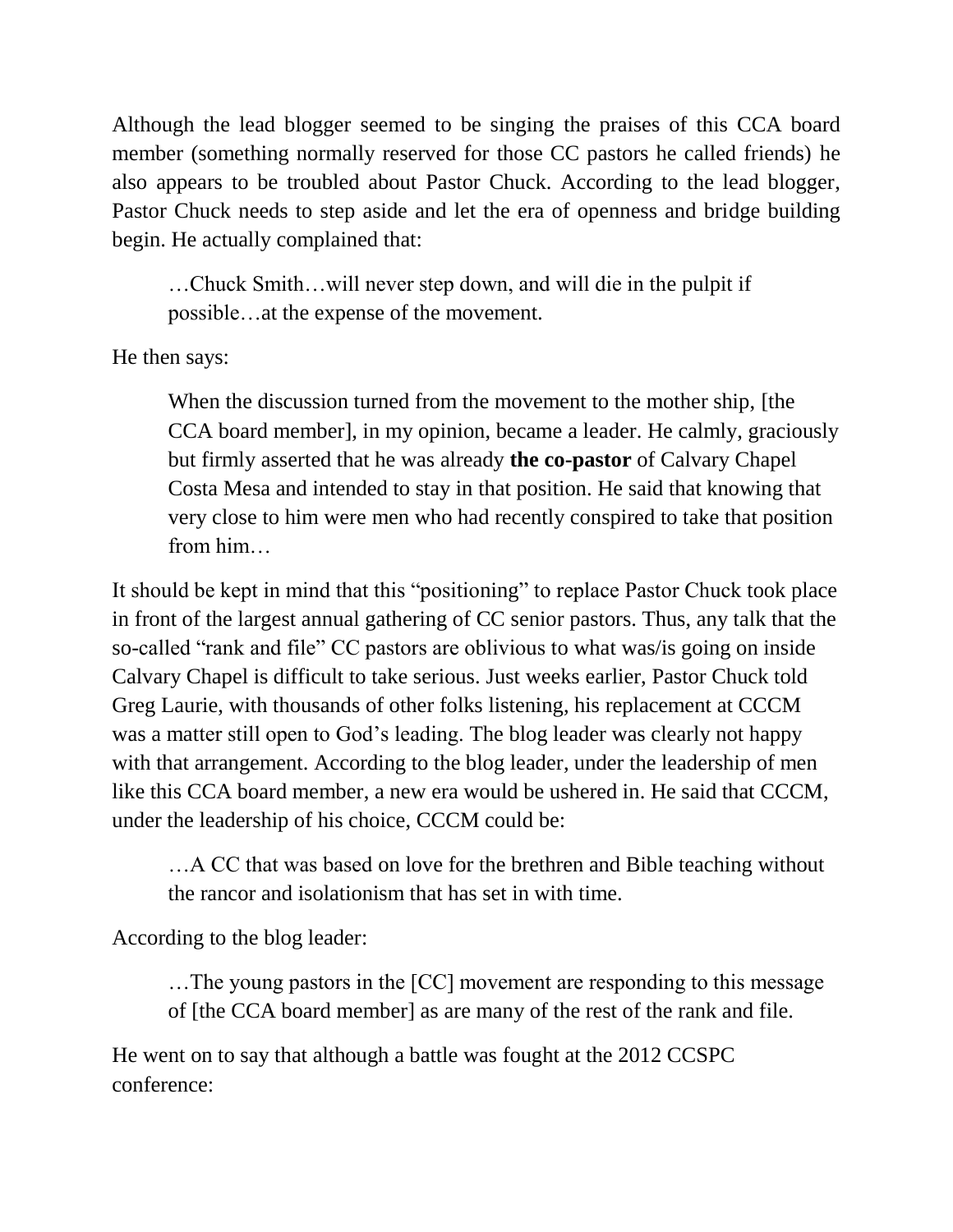Although the lead blogger seemed to be singing the praises of this CCA board member (something normally reserved for those CC pastors he called friends) he also appears to be troubled about Pastor Chuck. According to the lead blogger, Pastor Chuck needs to step aside and let the era of openness and bridge building begin. He actually complained that:

> …Chuck Smith…will never step down, and will die in the pulpit if possible…at the expense of the movement.

He then says:

> When the discussion turned from the movement to the mother ship, [the CCA board member], in my opinion, became a leader. He calmly, graciously but firmly asserted that he was already **the co-pastor** of Calvary Chapel Costa Mesa and intended to stay in that position. He said that knowing that very close to him were men who had recently conspired to take that position from him…

It should be kept in mind that this "positioning" to replace Pastor Chuck took place in front of the largest annual gathering of CC senior pastors. Thus, any talk that the so-called "rank and file" CC pastors are oblivious to what was/is going on inside Calvary Chapel is difficult to take serious. Just weeks earlier, Pastor Chuck told Greg Laurie, with thousands of other folks listening, his replacement at CCCM was a matter still open to God's leading. The blog leader was clearly not happy with that arrangement. According to the blog leader, under the leadership of men like this CCA board member, a new era would be ushered in. He said that CCCM, under the leadership of his choice, CCCM could be:

> …A CC that was based on love for the brethren and Bible teaching without the rancor and isolationism that has set in with time.

According to the blog leader:

> …The young pastors in the [CC] movement are responding to this message of [the CCA board member] as are many of the rest of the rank and file.

He went on to say that although a battle was fought at the 2012 CCSPC conference: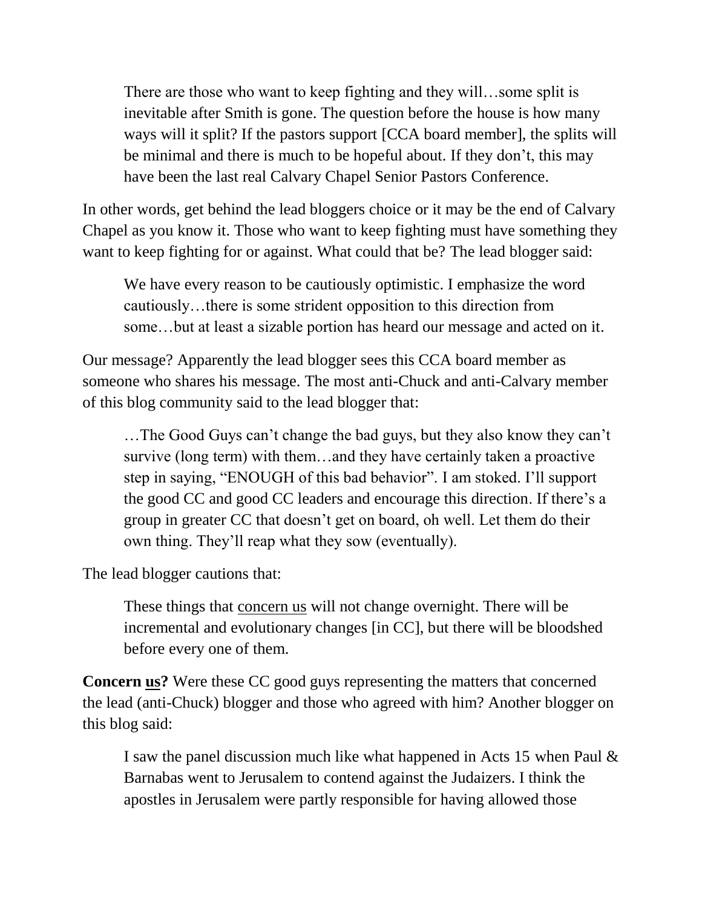> There are those who want to keep fighting and they will…some split is inevitable after Smith is gone. The question before the house is how many ways will it split? If the pastors support [CCA board member], the splits will be minimal and there is much to be hopeful about. If they don't, this may have been the last real Calvary Chapel Senior Pastors Conference.

In other words, get behind the lead bloggers choice or it may be the end of Calvary Chapel as you know it. Those who want to keep fighting must have something they want to keep fighting for or against. What could that be? The lead blogger said:

> We have every reason to be cautiously optimistic. I emphasize the word cautiously…there is some strident opposition to this direction from some…but at least a sizable portion has heard our message and acted on it.

Our message? Apparently the lead blogger sees this CCA board member as someone who shares his message. The most anti-Chuck and anti-Calvary member of this blog community said to the lead blogger that:

> …The Good Guys can't change the bad guys, but they also know they can't survive (long term) with them…and they have certainly taken a proactive step in saying, "ENOUGH of this bad behavior". I am stoked. I'll support the good CC and good CC leaders and encourage this direction. If there's a group in greater CC that doesn't get on board, oh well. Let them do their own thing. They'll reap what they sow (eventually).

The lead blogger cautions that:

> These things that <u>concern us</u> will not change overnight. There will be incremental and evolutionary changes [in CC], but there will be bloodshed before every one of them.

**Concern <u>us</u>?** Were these CC good guys representing the matters that concerned the lead (anti-Chuck) blogger and those who agreed with him? Another blogger on this blog said:

> I saw the panel discussion much like what happened in Acts 15 when Paul & Barnabas went to Jerusalem to contend against the Judaizers. I think the apostles in Jerusalem were partly responsible for having allowed those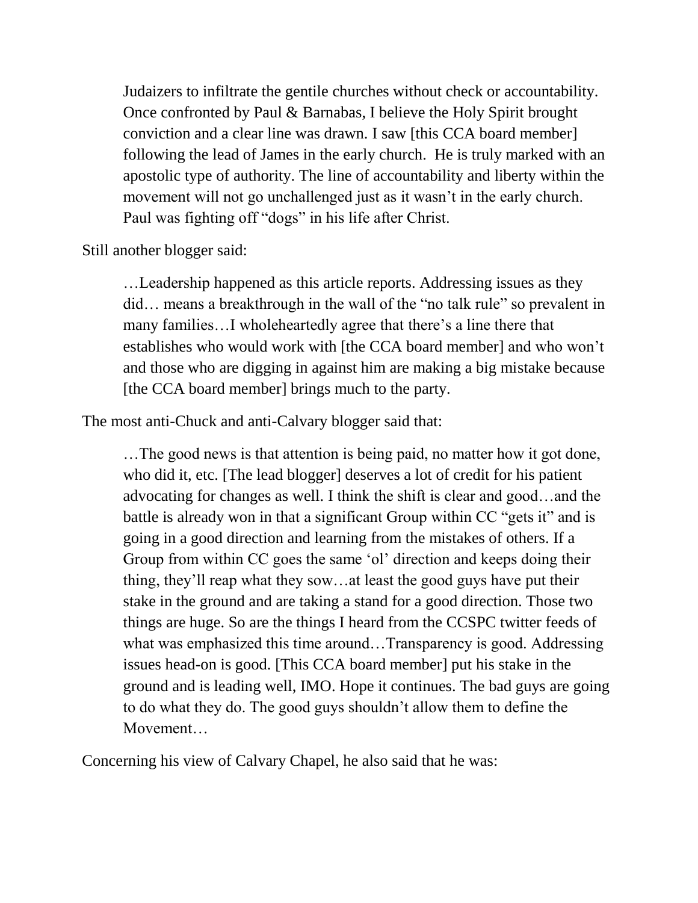> Judaizers to infiltrate the gentile churches without check or accountability. Once confronted by Paul & Barnabas, I believe the Holy Spirit brought conviction and a clear line was drawn. I saw [this CCA board member] following the lead of James in the early church. He is truly marked with an apostolic type of authority. The line of accountability and liberty within the movement will not go unchallenged just as it wasn't in the early church. Paul was fighting off "dogs" in his life after Christ.

Still another blogger said:

> …Leadership happened as this article reports. Addressing issues as they did… means a breakthrough in the wall of the "no talk rule" so prevalent in many families…I wholeheartedly agree that there's a line there that establishes who would work with [the CCA board member] and who won't and those who are digging in against him are making a big mistake because [the CCA board member] brings much to the party.

The most anti-Chuck and anti-Calvary blogger said that:

> …The good news is that attention is being paid, no matter how it got done, who did it, etc. [The lead blogger] deserves a lot of credit for his patient advocating for changes as well. I think the shift is clear and good…and the battle is already won in that a significant Group within CC "gets it" and is going in a good direction and learning from the mistakes of others. If a Group from within CC goes the same 'ol' direction and keeps doing their thing, they'll reap what they sow…at least the good guys have put their stake in the ground and are taking a stand for a good direction. Those two things are huge. So are the things I heard from the CCSPC twitter feeds of what was emphasized this time around…Transparency is good. Addressing issues head-on is good. [This CCA board member] put his stake in the ground and is leading well, IMO. Hope it continues. The bad guys are going to do what they do. The good guys shouldn't allow them to define the Movement…

Concerning his view of Calvary Chapel, he also said that he was: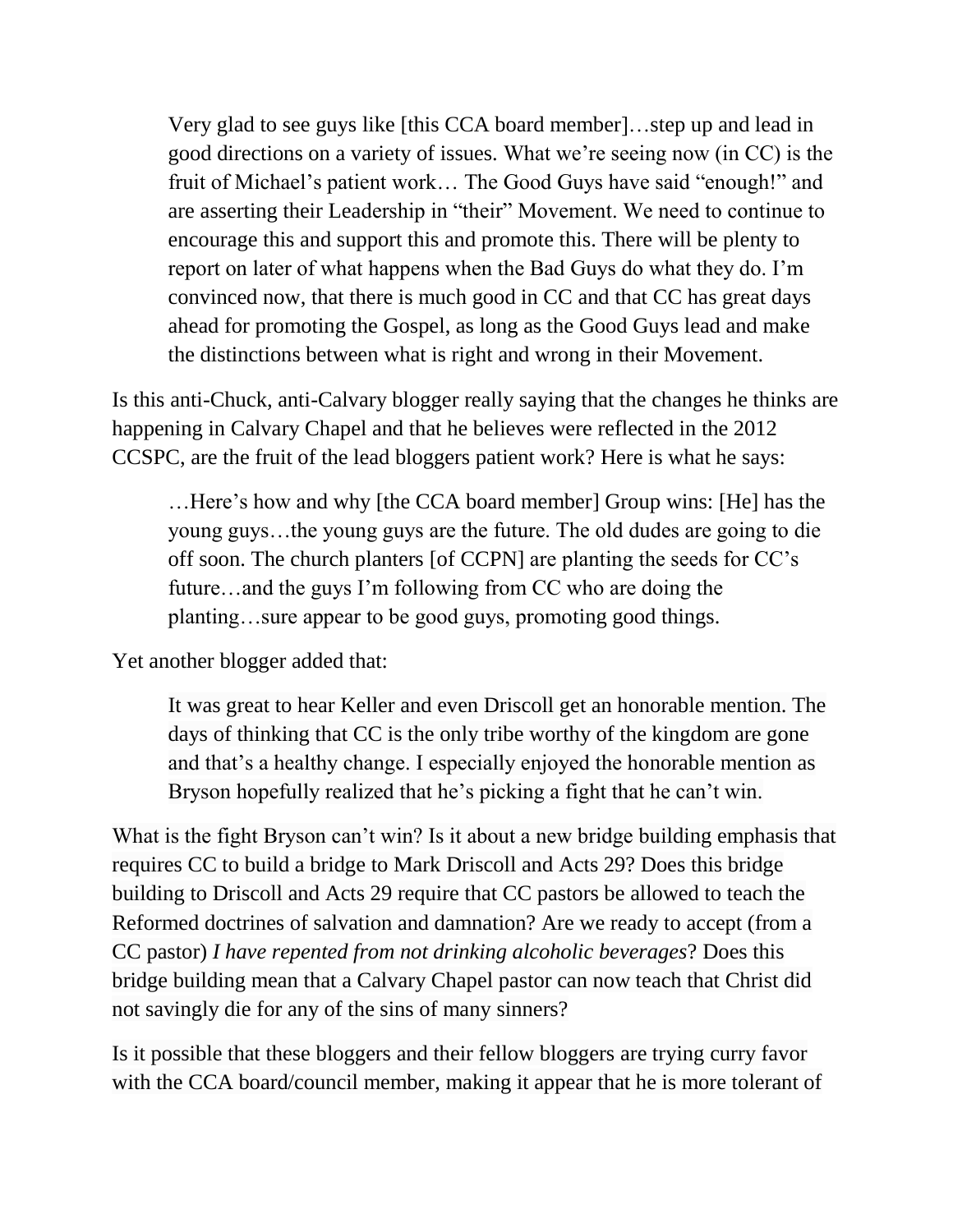> Very glad to see guys like [this CCA board member]…step up and lead in good directions on a variety of issues. What we're seeing now (in CC) is the fruit of Michael's patient work… The Good Guys have said "enough!" and are asserting their Leadership in "their" Movement. We need to continue to encourage this and support this and promote this. There will be plenty to report on later of what happens when the Bad Guys do what they do. I'm convinced now, that there is much good in CC and that CC has great days ahead for promoting the Gospel, as long as the Good Guys lead and make the distinctions between what is right and wrong in their Movement.

Is this anti-Chuck, anti-Calvary blogger really saying that the changes he thinks are happening in Calvary Chapel and that he believes were reflected in the 2012 CCSPC, are the fruit of the lead bloggers patient work? Here is what he says:

> …Here's how and why [the CCA board member] Group wins: [He] has the young guys…the young guys are the future. The old dudes are going to die off soon. The church planters [of CCPN] are planting the seeds for CC's future…and the guys I'm following from CC who are doing the planting…sure appear to be good guys, promoting good things.

Yet another blogger added that:

> It was great to hear Keller and even Driscoll get an honorable mention. The days of thinking that CC is the only tribe worthy of the kingdom are gone and that's a healthy change. I especially enjoyed the honorable mention as Bryson hopefully realized that he's picking a fight that he can't win.

What is the fight Bryson can't win? Is it about a new bridge building emphasis that requires CC to build a bridge to Mark Driscoll and Acts 29? Does this bridge building to Driscoll and Acts 29 require that CC pastors be allowed to teach the Reformed doctrines of salvation and damnation? Are we ready to accept (from a CC pastor) *I have repented from not drinking alcoholic beverages*? Does this bridge building mean that a Calvary Chapel pastor can now teach that Christ did not savingly die for any of the sins of many sinners?

Is it possible that these bloggers and their fellow bloggers are trying curry favor with the CCA board/council member, making it appear that he is more tolerant of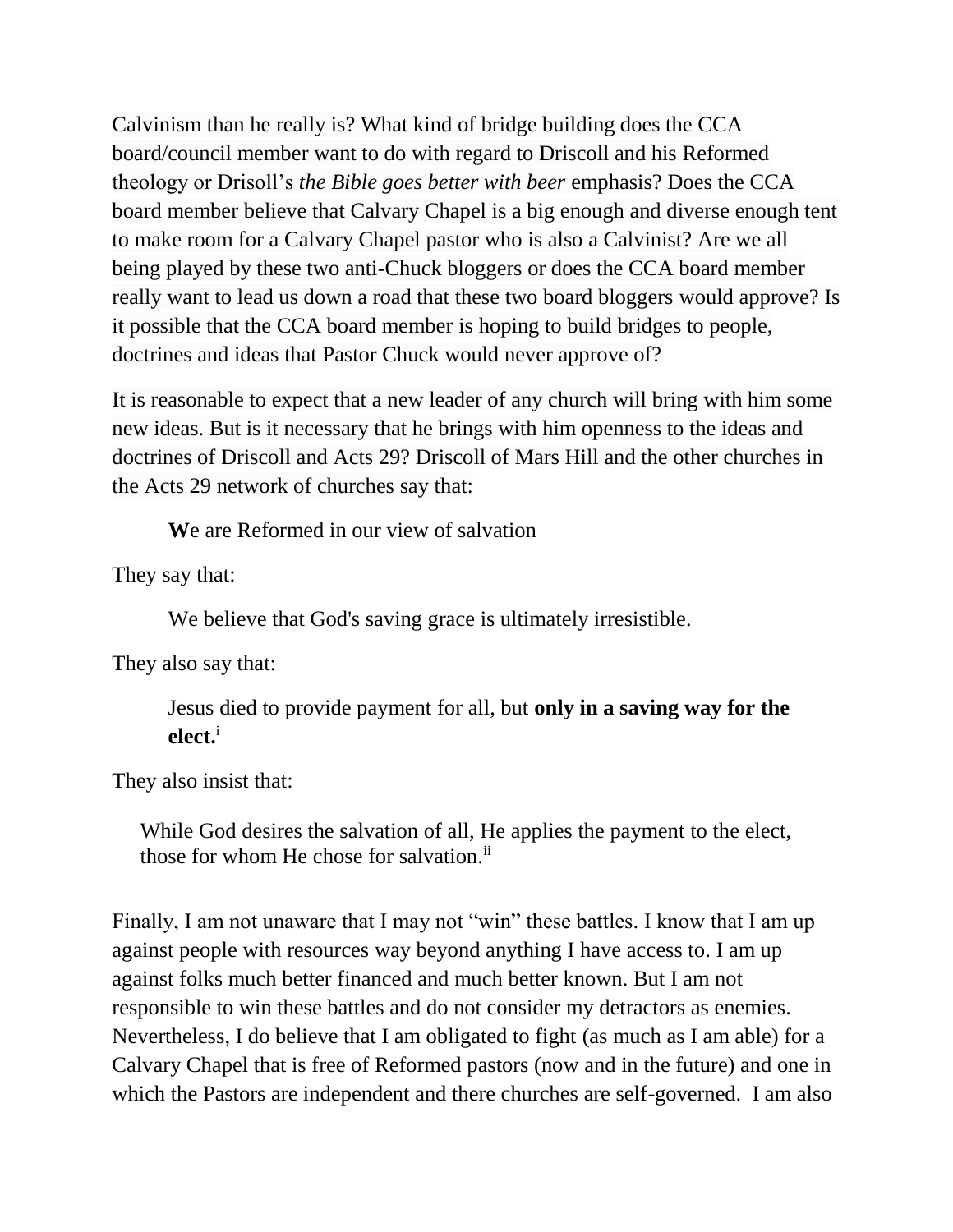Calvinism than he really is? What kind of bridge building does the CCA board/council member want to do with regard to Driscoll and his Reformed theology or Drisoll's *the Bible goes better with beer* emphasis? Does the CCA board member believe that Calvary Chapel is a big enough and diverse enough tent to make room for a Calvary Chapel pastor who is also a Calvinist? Are we all being played by these two anti-Chuck bloggers or does the CCA board member really want to lead us down a road that these two board bloggers would approve? Is it possible that the CCA board member is hoping to build bridges to people, doctrines and ideas that Pastor Chuck would never approve of?

It is reasonable to expect that a new leader of any church will bring with him some new ideas. But is it necessary that he brings with him openness to the ideas and doctrines of Driscoll and Acts 29? Driscoll of Mars Hill and the other churches in the Acts 29 network of churches say that:

> **W**e are Reformed in our view of salvation

They say that:

> We believe that God's saving grace is ultimately irresistible.

They also say that:

> Jesus died to provide payment for all, but **only in a saving way for the elect.**[i]

They also insist that:

> While God desires the salvation of all, He applies the payment to the elect, those for whom He chose for salvation.[ii]

Finally, I am not unaware that I may not "win" these battles. I know that I am up against people with resources way beyond anything I have access to. I am up against folks much better financed and much better known. But I am not responsible to win these battles and do not consider my detractors as enemies. Nevertheless, I do believe that I am obligated to fight (as much as I am able) for a Calvary Chapel that is free of Reformed pastors (now and in the future) and one in which the Pastors are independent and there churches are self-governed. I am also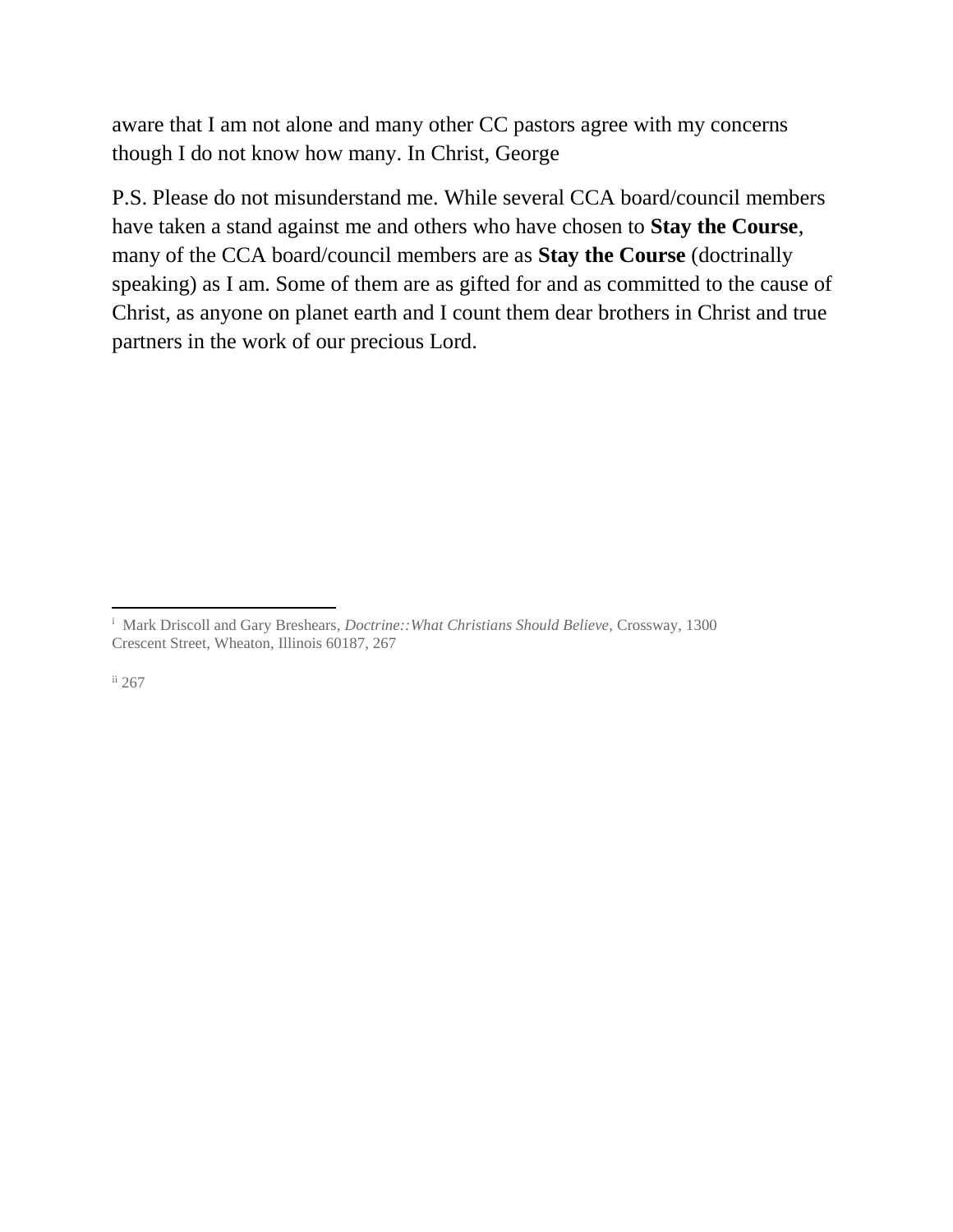aware that I am not alone and many other CC pastors agree with my concerns though I do not know how many. In Christ, George

P.S. Please do not misunderstand me. While several CCA board/council members have taken a stand against me and others who have chosen to **Stay the Course**, many of the CCA board/council members are as **Stay the Course** (doctrinally speaking) as I am. Some of them are as gifted for and as committed to the cause of Christ, as anyone on planet earth and I count them dear brothers in Christ and true partners in the work of our precious Lord.

---

[i] Mark Driscoll and Gary Breshears, *Doctrine::What Christians Should Believe*, Crossway, 1300 Crescent Street, Wheaton, Illinois 60187, 267

[ii] 267